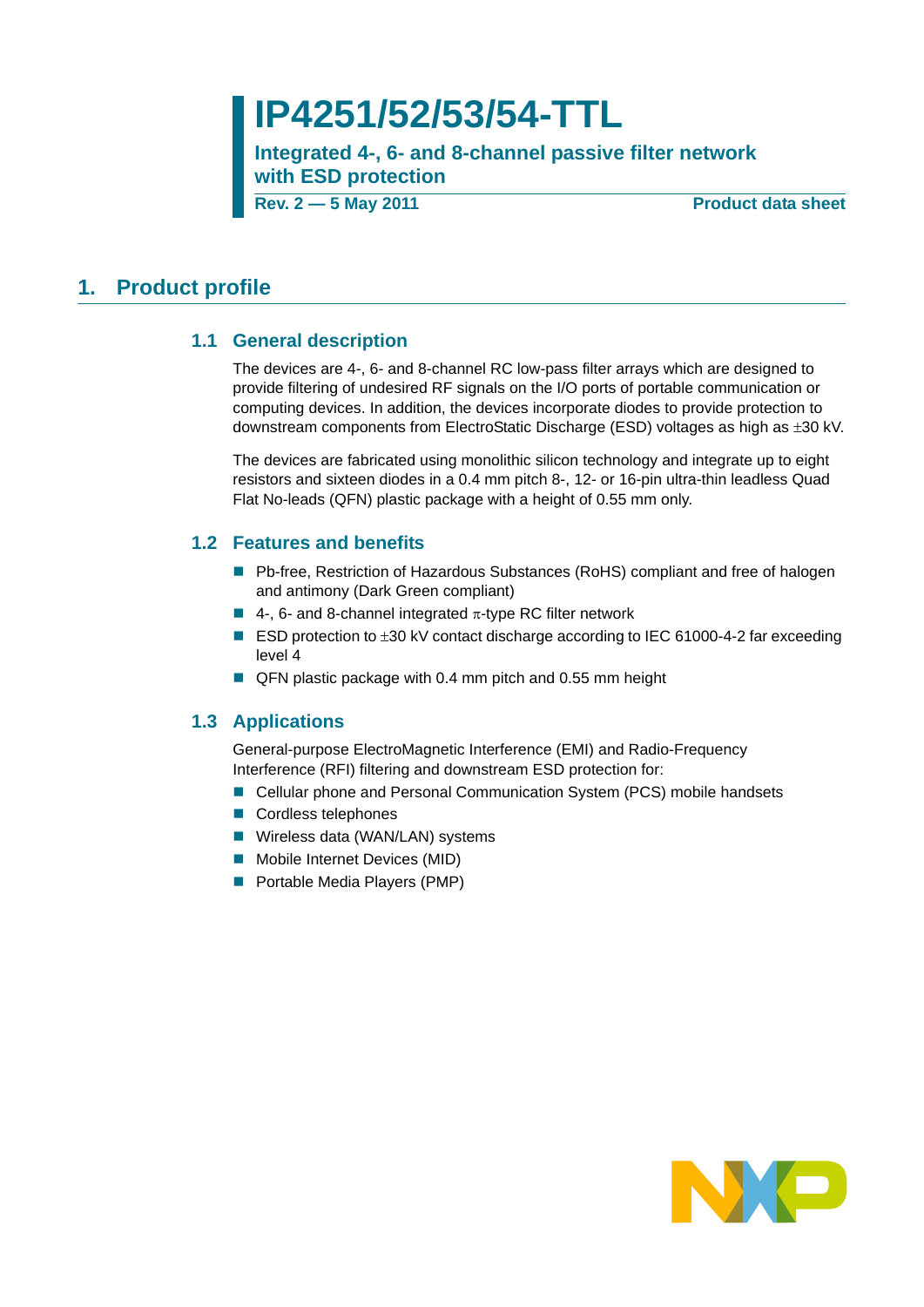# IP4251/52/53/54-TTL

**Integrated 4-, 6- and 8-channel passive filter network with ESD protection**

**Rev. 2 — 5 May 2011** **Product data sheet**

## 1. Product profile

### 1.1 General description

The devices are 4-, 6- and 8-channel RC low-pass filter arrays which are designed to provide filtering of undesired RF signals on the I/O ports of portable communication or computing devices. In addition, the devices incorporate diodes to provide protection to downstream components from ElectroStatic Discharge (ESD) voltages as high as ±30 kV.

The devices are fabricated using monolithic silicon technology and integrate up to eight resistors and sixteen diodes in a 0.4 mm pitch 8-, 12- or 16-pin ultra-thin leadless Quad Flat No-leads (QFN) plastic package with a height of 0.55 mm only.

### 1.2 Features and benefits

- Pb-free, Restriction of Hazardous Substances (RoHS) compliant and free of halogen and antimony (Dark Green compliant)
- 4-, 6- and 8-channel integrated $\pi$-type RC filter network
- ESD protection to ±30 kV contact discharge according to IEC 61000-4-2 far exceeding level 4
- QFN plastic package with 0.4 mm pitch and 0.55 mm height

### 1.3 Applications

General-purpose ElectroMagnetic Interference (EMI) and Radio-Frequency Interference (RFI) filtering and downstream ESD protection for:

- Cellular phone and Personal Communication System (PCS) mobile handsets
- Cordless telephones
- Wireless data (WAN/LAN) systems
- Mobile Internet Devices (MID)
- Portable Media Players (PMP)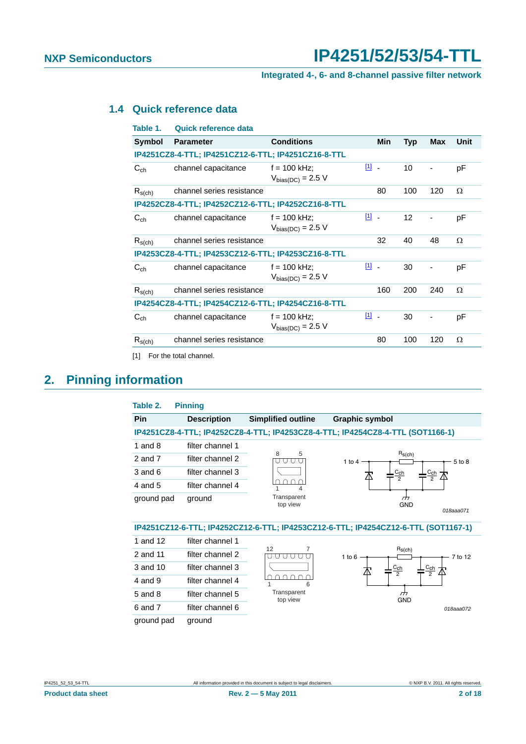### 1.4 Quick reference data

**Table 1. Quick reference data**

| Symbol | Parameter | Conditions | | Min | Typ | Max | Unit |
|---|---|---|---|---|---|---|---|
| **IP4251CZ8-4-TTL; IP4251CZ12-6-TTL; IP4251CZ16-8-TTL** | | | | | | | |
| $C_{ch}$ | channel capacitance | f = 100 kHz; $V_{bias(DC)}$ = 2.5 V | [1] | - | 10 | - | pF |
| $R_{s(ch)}$ | channel series resistance | | | 80 | 100 | 120 | Ω |
| **IP4252CZ8-4-TTL; IP4252CZ12-6-TTL; IP4252CZ16-8-TTL** | | | | | | | |
| $C_{ch}$ | channel capacitance | f = 100 kHz; $V_{bias(DC)}$ = 2.5 V | [1] | - | 12 | - | pF |
| $R_{s(ch)}$ | channel series resistance | | | 32 | 40 | 48 | Ω |
| **IP4253CZ8-4-TTL; IP4253CZ12-6-TTL; IP4253CZ16-8-TTL** | | | | | | | |
| $C_{ch}$ | channel capacitance | f = 100 kHz; $V_{bias(DC)}$ = 2.5 V | [1] | - | 30 | - | pF |
| $R_{s(ch)}$ | channel series resistance | | | 160 | 200 | 240 | Ω |
| **IP4254CZ8-4-TTL; IP4254CZ12-6-TTL; IP4254CZ16-8-TTL** | | | | | | | |
| $C_{ch}$ | channel capacitance | f = 100 kHz; $V_{bias(DC)}$ = 2.5 V | [1] | - | 30 | - | pF |
| $R_{s(ch)}$ | channel series resistance | | | 80 | 100 | 120 | Ω |

[1] For the total channel.

## 2. Pinning information

**Table 2. Pinning**

| Pin | Description | Simplified outline | Graphic symbol |
|---|---|---|---|
| **IP4251CZ8-4-TTL; IP4252CZ8-4-TTL; IP4253CZ8-4-TTL; IP4254CZ8-4-TTL (SOT1166-1)** | | | |
| 1 and 8 | filter channel 1 | 8 5 / 1 4 Transparent top view | 1 to 4, $R_{s(ch)}$, 5 to 8, $\frac{C_{ch}}{2}$, $\frac{C_{ch}}{2}$, GND (018aaa071) |
| 2 and 7 | filter channel 2 | | |
| 3 and 6 | filter channel 3 | | |
| 4 and 5 | filter channel 4 | | |
| ground pad | ground | | |
| **IP4251CZ12-6-TTL; IP4252CZ12-6-TTL; IP4253CZ12-6-TTL; IP4254CZ12-6-TTL (SOT1167-1)** | | | |
| 1 and 12 | filter channel 1 | 12 7 / 1 6 Transparent top view | 1 to 6, $R_{s(ch)}$, 7 to 12, $\frac{C_{ch}}{2}$, $\frac{C_{ch}}{2}$, GND (018aaa072) |
| 2 and 11 | filter channel 2 | | |
| 3 and 10 | filter channel 3 | | |
| 4 and 9 | filter channel 4 | | |
| 5 and 8 | filter channel 5 | | |
| 6 and 7 | filter channel 6 | | |
| ground pad | ground | | |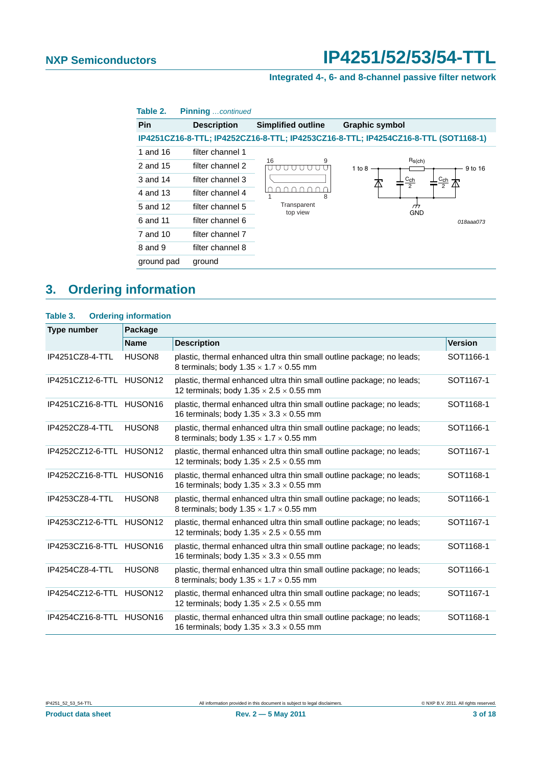**Table 2. Pinning** *...continued*

| Pin | Description | Simplified outline | Graphic symbol |
|---|---|---|---|
| **IP4251CZ16-8-TTL; IP4252CZ16-8-TTL; IP4253CZ16-8-TTL; IP4254CZ16-8-TTL (SOT1168-1)** | | | |
| 1 and 16 | filter channel 1 | | |
| 2 and 15 | filter channel 2 | | |
| 3 and 14 | filter channel 3 | | |
| 4 and 13 | filter channel 4 | | |
| 5 and 12 | filter channel 5 | | |
| 6 and 11 | filter channel 6 | | |
| 7 and 10 | filter channel 7 | | |
| 8 and 9 | filter channel 8 | | |
| ground pad | ground | | |

## 3. Ordering information

**Table 3. Ordering information**

| Type number | Package | | |
|---|---|---|---|
| | **Name** | **Description** | **Version** |
| IP4251CZ8-4-TTL | HUSON8 | plastic, thermal enhanced ultra thin small outline package; no leads; 8 terminals; body 1.35 × 1.7 × 0.55 mm | SOT1166-1 |
| IP4251CZ12-6-TTL | HUSON12 | plastic, thermal enhanced ultra thin small outline package; no leads; 12 terminals; body 1.35 × 2.5 × 0.55 mm | SOT1167-1 |
| IP4251CZ16-8-TTL | HUSON16 | plastic, thermal enhanced ultra thin small outline package; no leads; 16 terminals; body 1.35 × 3.3 × 0.55 mm | SOT1168-1 |
| IP4252CZ8-4-TTL | HUSON8 | plastic, thermal enhanced ultra thin small outline package; no leads; 8 terminals; body 1.35 × 1.7 × 0.55 mm | SOT1166-1 |
| IP4252CZ12-6-TTL | HUSON12 | plastic, thermal enhanced ultra thin small outline package; no leads; 12 terminals; body 1.35 × 2.5 × 0.55 mm | SOT1167-1 |
| IP4252CZ16-8-TTL | HUSON16 | plastic, thermal enhanced ultra thin small outline package; no leads; 16 terminals; body 1.35 × 3.3 × 0.55 mm | SOT1168-1 |
| IP4253CZ8-4-TTL | HUSON8 | plastic, thermal enhanced ultra thin small outline package; no leads; 8 terminals; body 1.35 × 1.7 × 0.55 mm | SOT1166-1 |
| IP4253CZ12-6-TTL | HUSON12 | plastic, thermal enhanced ultra thin small outline package; no leads; 12 terminals; body 1.35 × 2.5 × 0.55 mm | SOT1167-1 |
| IP4253CZ16-8-TTL | HUSON16 | plastic, thermal enhanced ultra thin small outline package; no leads; 16 terminals; body 1.35 × 3.3 × 0.55 mm | SOT1168-1 |
| IP4254CZ8-4-TTL | HUSON8 | plastic, thermal enhanced ultra thin small outline package; no leads; 8 terminals; body 1.35 × 1.7 × 0.55 mm | SOT1166-1 |
| IP4254CZ12-6-TTL | HUSON12 | plastic, thermal enhanced ultra thin small outline package; no leads; 12 terminals; body 1.35 × 2.5 × 0.55 mm | SOT1167-1 |
| IP4254CZ16-8-TTL | HUSON16 | plastic, thermal enhanced ultra thin small outline package; no leads; 16 terminals; body 1.35 × 3.3 × 0.55 mm | SOT1168-1 |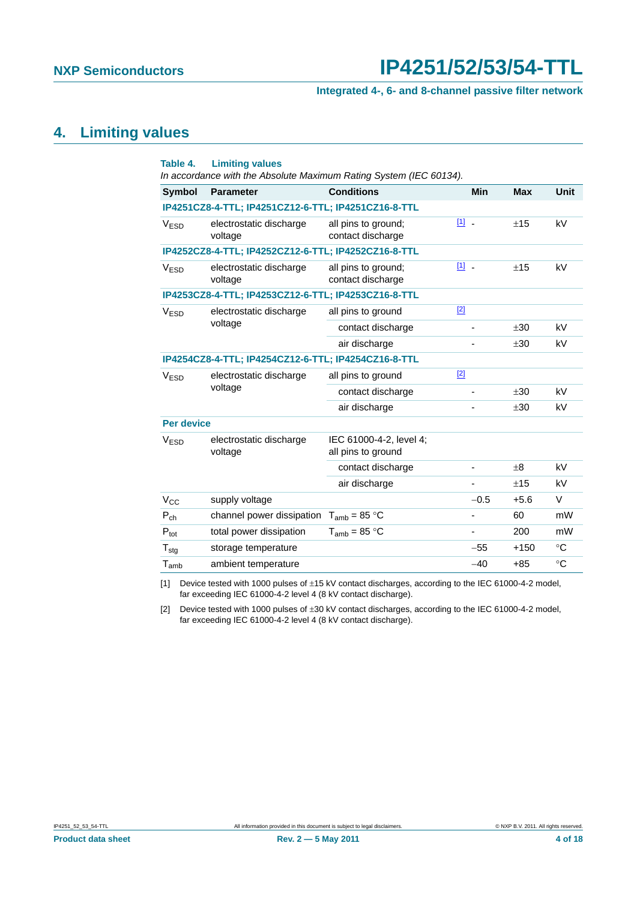## 4. Limiting values

**Table 4. Limiting values**

*In accordance with the Absolute Maximum Rating System (IEC 60134).*

| Symbol | Parameter | Conditions | | Min | Max | Unit |
|---|---|---|---|---|---|---|
| **IP4251CZ8-4-TTL; IP4251CZ12-6-TTL; IP4251CZ16-8-TTL** | | | | | | |
| $V_{ESD}$ | electrostatic discharge voltage | all pins to ground; contact discharge | [1] | - | ±15 | kV |
| **IP4252CZ8-4-TTL; IP4252CZ12-6-TTL; IP4252CZ16-8-TTL** | | | | | | |
| $V_{ESD}$ | electrostatic discharge voltage | all pins to ground; contact discharge | [1] | - | ±15 | kV |
| **IP4253CZ8-4-TTL; IP4253CZ12-6-TTL; IP4253CZ16-8-TTL** | | | | | | |
| $V_{ESD}$ | electrostatic discharge voltage | all pins to ground | [2] | | | |
| | | contact discharge | | - | ±30 | kV |
| | | air discharge | | - | ±30 | kV |
| **IP4254CZ8-4-TTL; IP4254CZ12-6-TTL; IP4254CZ16-8-TTL** | | | | | | |
| $V_{ESD}$ | electrostatic discharge voltage | all pins to ground | [2] | | | |
| | | contact discharge | | - | ±30 | kV |
| | | air discharge | | - | ±30 | kV |
| **Per device** | | | | | | |
| $V_{ESD}$ | electrostatic discharge voltage | IEC 61000-4-2, level 4; all pins to ground | | | | |
| | | contact discharge | | - | ±8 | kV |
| | | air discharge | | - | ±15 | kV |
| $V_{CC}$ | supply voltage | | | −0.5 | +5.6 | V |
| $P_{ch}$ | channel power dissipation | $T_{amb}$ = 85 °C | | - | 60 | mW |
| $P_{tot}$ | total power dissipation | $T_{amb}$ = 85 °C | | - | 200 | mW |
| $T_{stg}$ | storage temperature | | | −55 | +150 | °C |
| $T_{amb}$ | ambient temperature | | | −40 | +85 | °C |

[1] Device tested with 1000 pulses of ±15 kV contact discharges, according to the IEC 61000-4-2 model, far exceeding IEC 61000-4-2 level 4 (8 kV contact discharge).

[2] Device tested with 1000 pulses of ±30 kV contact discharges, according to the IEC 61000-4-2 model, far exceeding IEC 61000-4-2 level 4 (8 kV contact discharge).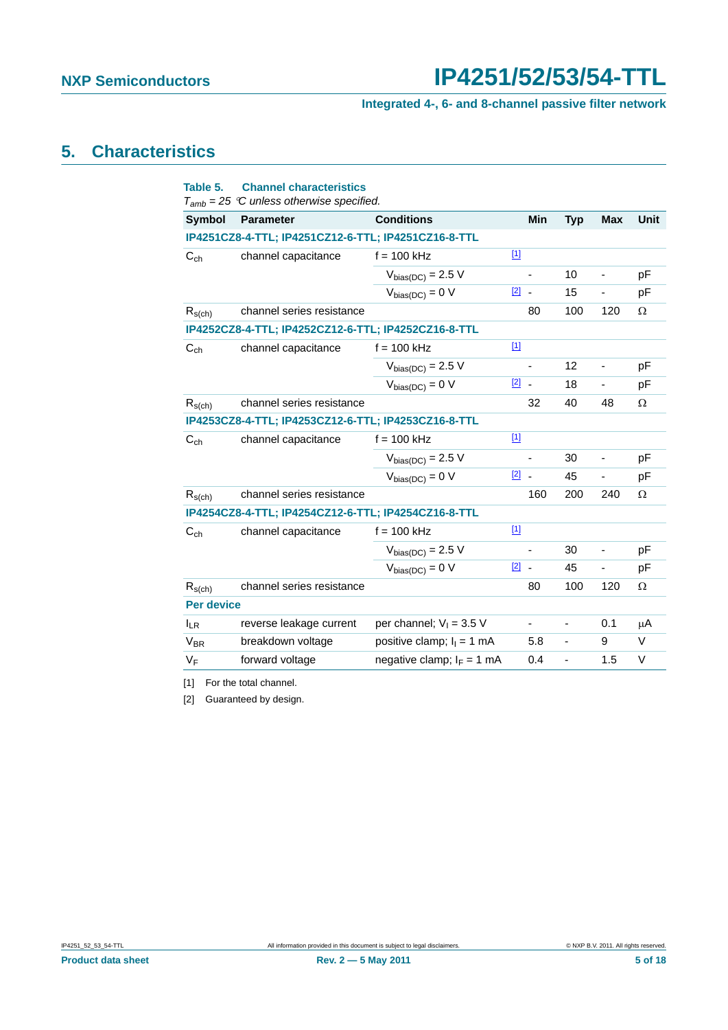## 5. Characteristics

**Table 5. Channel characteristics**

*$T_{amb}$ = 25 °C unless otherwise specified.*

| Symbol | Parameter | Conditions | | Min | Typ | Max | Unit |
|---|---|---|---|---|---|---|---|
| **IP4251CZ8-4-TTL; IP4251CZ12-6-TTL; IP4251CZ16-8-TTL** | | | | | | | |
| $C_{ch}$ | channel capacitance | f = 100 kHz | [1] | | | | |
| | | $V_{bias(DC)}$ = 2.5 V | | - | 10 | - | pF |
| | | $V_{bias(DC)}$ = 0 V | [2] | - | 15 | - | pF |
| $R_{s(ch)}$ | channel series resistance | | | 80 | 100 | 120 | Ω |
| **IP4252CZ8-4-TTL; IP4252CZ12-6-TTL; IP4252CZ16-8-TTL** | | | | | | | |
| $C_{ch}$ | channel capacitance | f = 100 kHz | [1] | | | | |
| | | $V_{bias(DC)}$ = 2.5 V | | - | 12 | - | pF |
| | | $V_{bias(DC)}$ = 0 V | [2] | - | 18 | - | pF |
| $R_{s(ch)}$ | channel series resistance | | | 32 | 40 | 48 | Ω |
| **IP4253CZ8-4-TTL; IP4253CZ12-6-TTL; IP4253CZ16-8-TTL** | | | | | | | |
| $C_{ch}$ | channel capacitance | f = 100 kHz | [1] | | | | |
| | | $V_{bias(DC)}$ = 2.5 V | | - | 30 | - | pF |
| | | $V_{bias(DC)}$ = 0 V | [2] | - | 45 | - | pF |
| $R_{s(ch)}$ | channel series resistance | | | 160 | 200 | 240 | Ω |
| **IP4254CZ8-4-TTL; IP4254CZ12-6-TTL; IP4254CZ16-8-TTL** | | | | | | | |
| $C_{ch}$ | channel capacitance | f = 100 kHz | [1] | | | | |
| | | $V_{bias(DC)}$ = 2.5 V | | - | 30 | - | pF |
| | | $V_{bias(DC)}$ = 0 V | [2] | - | 45 | - | pF |
| $R_{s(ch)}$ | channel series resistance | | | 80 | 100 | 120 | Ω |
| **Per device** | | | | | | | |
| $I_{LR}$ | reverse leakage current | per channel; $V_I$ = 3.5 V | | - | - | 0.1 | μA |
| $V_{BR}$ | breakdown voltage | positive clamp; $I_I$ = 1 mA | | 5.8 | - | 9 | V |
| $V_F$ | forward voltage | negative clamp; $I_F$ = 1 mA | | 0.4 | - | 1.5 | V |

[1] For the total channel.

[2] Guaranteed by design.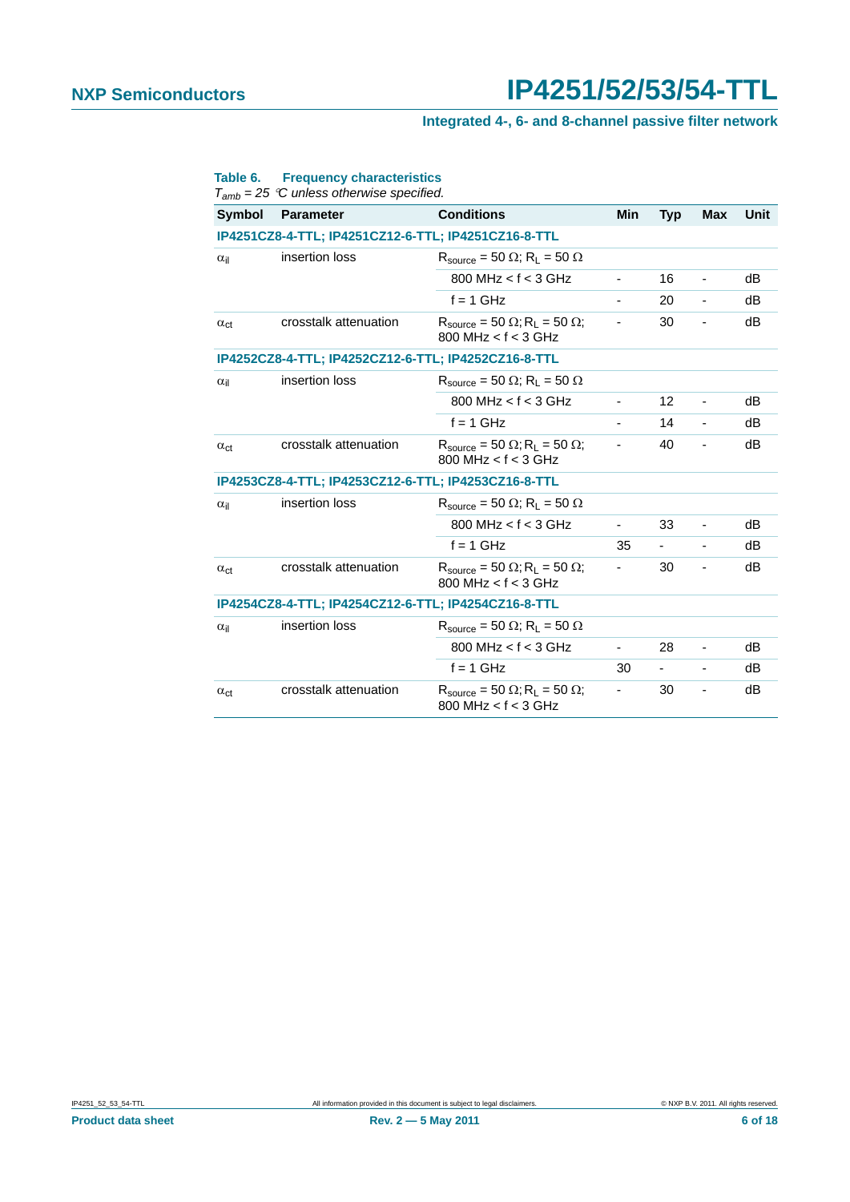**Table 6. Frequency characteristics**

*$T_{amb}$ = 25 °C unless otherwise specified.*

| Symbol | Parameter | Conditions | Min | Typ | Max | Unit |
|---|---|---|---|---|---|---|
| **IP4251CZ8-4-TTL; IP4251CZ12-6-TTL; IP4251CZ16-8-TTL** | | | | | | |
| $\alpha_{il}$ | insertion loss | $R_{source}$ = 50 Ω; $R_L$ = 50 Ω | | | | |
| | | 800 MHz < f < 3 GHz | - | 16 | - | dB |
| | | f = 1 GHz | - | 20 | - | dB |
| $\alpha_{ct}$ | crosstalk attenuation | $R_{source}$ = 50 Ω; $R_L$ = 50 Ω; 800 MHz < f < 3 GHz | - | 30 | - | dB |
| **IP4252CZ8-4-TTL; IP4252CZ12-6-TTL; IP4252CZ16-8-TTL** | | | | | | |
| $\alpha_{il}$ | insertion loss | $R_{source}$ = 50 Ω; $R_L$ = 50 Ω | | | | |
| | | 800 MHz < f < 3 GHz | - | 12 | - | dB |
| | | f = 1 GHz | - | 14 | - | dB |
| $\alpha_{ct}$ | crosstalk attenuation | $R_{source}$ = 50 Ω; $R_L$ = 50 Ω; 800 MHz < f < 3 GHz | - | 40 | - | dB |
| **IP4253CZ8-4-TTL; IP4253CZ12-6-TTL; IP4253CZ16-8-TTL** | | | | | | |
| $\alpha_{il}$ | insertion loss | $R_{source}$ = 50 Ω; $R_L$ = 50 Ω | | | | |
| | | 800 MHz < f < 3 GHz | - | 33 | - | dB |
| | | f = 1 GHz | 35 | - | - | dB |
| $\alpha_{ct}$ | crosstalk attenuation | $R_{source}$ = 50 Ω; $R_L$ = 50 Ω; 800 MHz < f < 3 GHz | - | 30 | - | dB |
| **IP4254CZ8-4-TTL; IP4254CZ12-6-TTL; IP4254CZ16-8-TTL** | | | | | | |
| $\alpha_{il}$ | insertion loss | $R_{source}$ = 50 Ω; $R_L$ = 50 Ω | | | | |
| | | 800 MHz < f < 3 GHz | - | 28 | - | dB |
| | | f = 1 GHz | 30 | - | - | dB |
| $\alpha_{ct}$ | crosstalk attenuation | $R_{source}$ = 50 Ω; $R_L$ = 50 Ω; 800 MHz < f < 3 GHz | - | 30 | - | dB |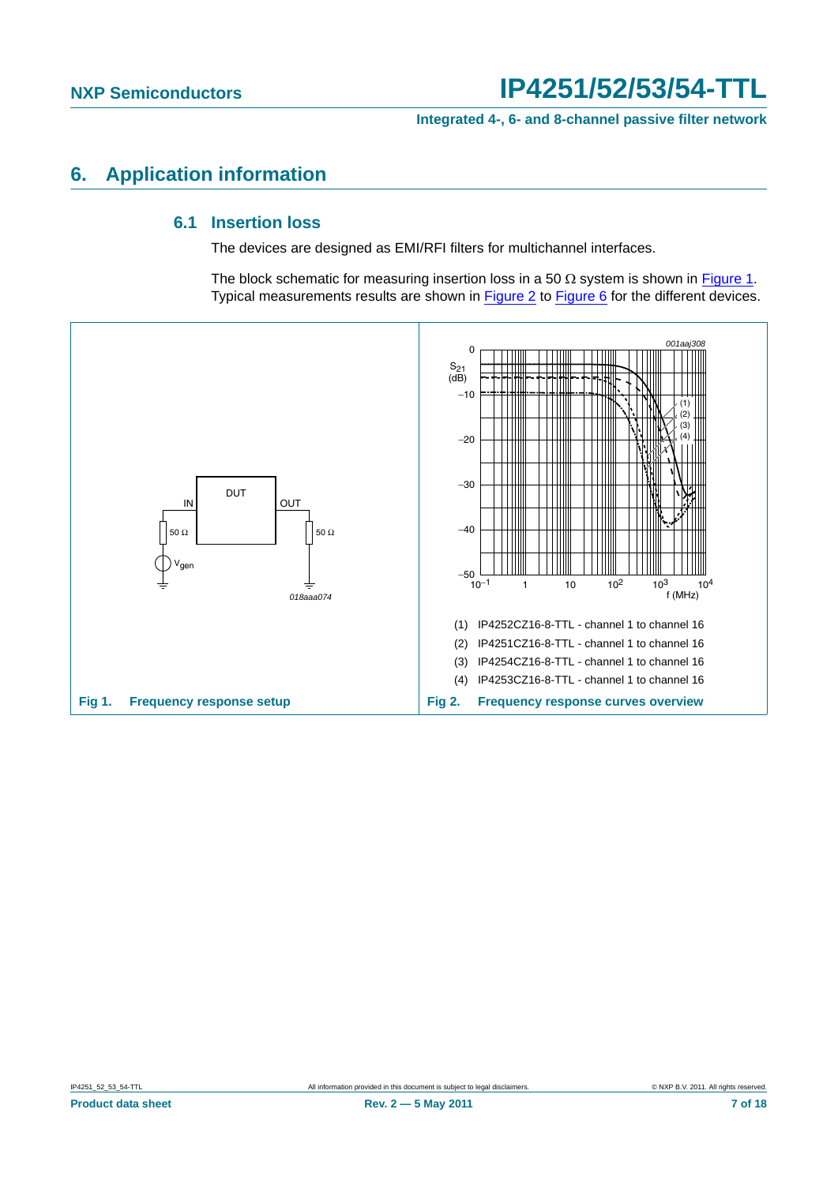## 6. Application information

### 6.1 Insertion loss

The devices are designed as EMI/RFI filters for multichannel interfaces.

The block schematic for measuring insertion loss in a 50 Ω system is shown in Figure 1. Typical measurements results are shown in Figure 2 to Figure 6 for the different devices.

**Fig 1. Frequency response setup**

(1) IP4252CZ16-8-TTL - channel 1 to channel 16

(2) IP4251CZ16-8-TTL - channel 1 to channel 16

(3) IP4254CZ16-8-TTL - channel 1 to channel 16

(4) IP4253CZ16-8-TTL - channel 1 to channel 16

**Fig 2. Frequency response curves overview**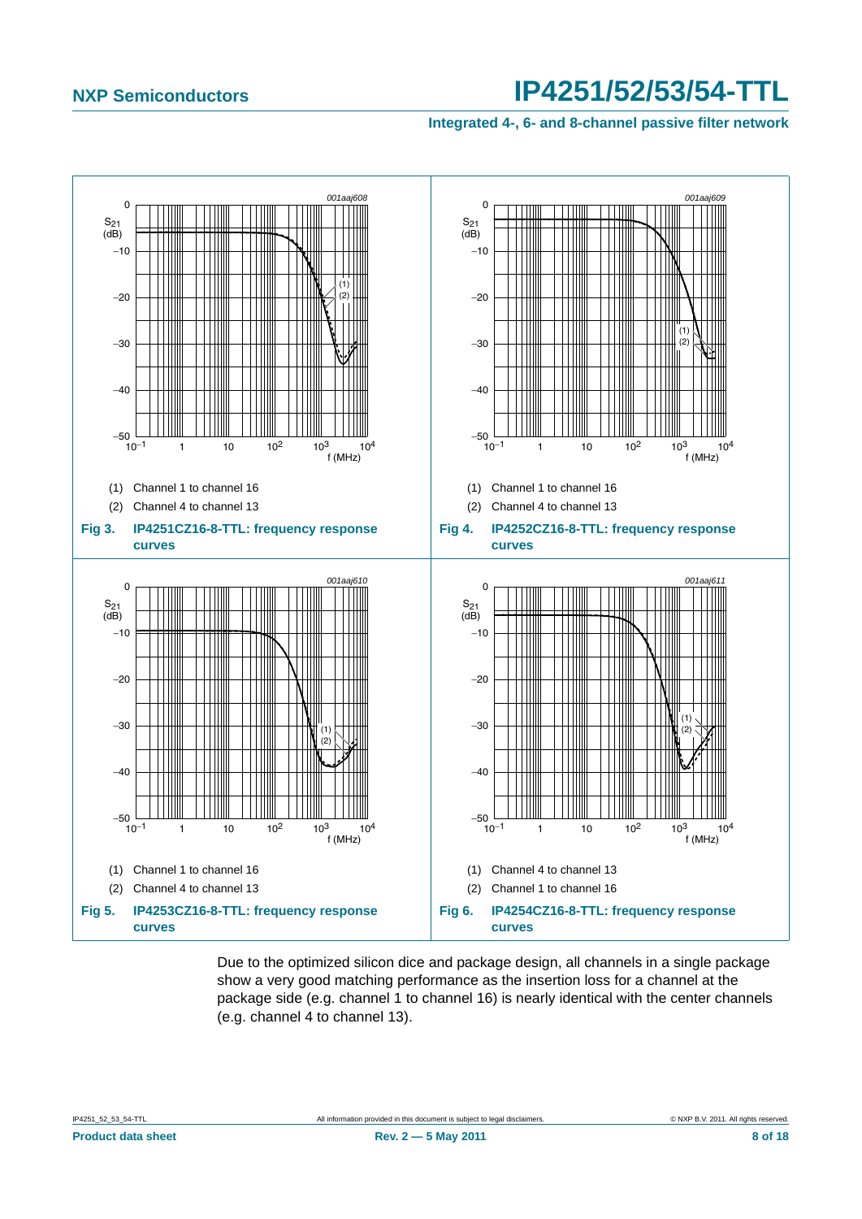(1) Channel 1 to channel 16

(2) Channel 4 to channel 13

**Fig 3. IP4251CZ16-8-TTL: frequency response curves**

(1) Channel 1 to channel 16

(2) Channel 4 to channel 13

**Fig 4. IP4252CZ16-8-TTL: frequency response curves**

(1) Channel 1 to channel 16

(2) Channel 4 to channel 13

**Fig 5. IP4253CZ16-8-TTL: frequency response curves**

(1) Channel 4 to channel 13

(2) Channel 1 to channel 16

**Fig 6. IP4254CZ16-8-TTL: frequency response curves**

Due to the optimized silicon dice and package design, all channels in a single package show a very good matching performance as the insertion loss for a channel at the package side (e.g. channel 1 to channel 16) is nearly identical with the center channels (e.g. channel 4 to channel 13).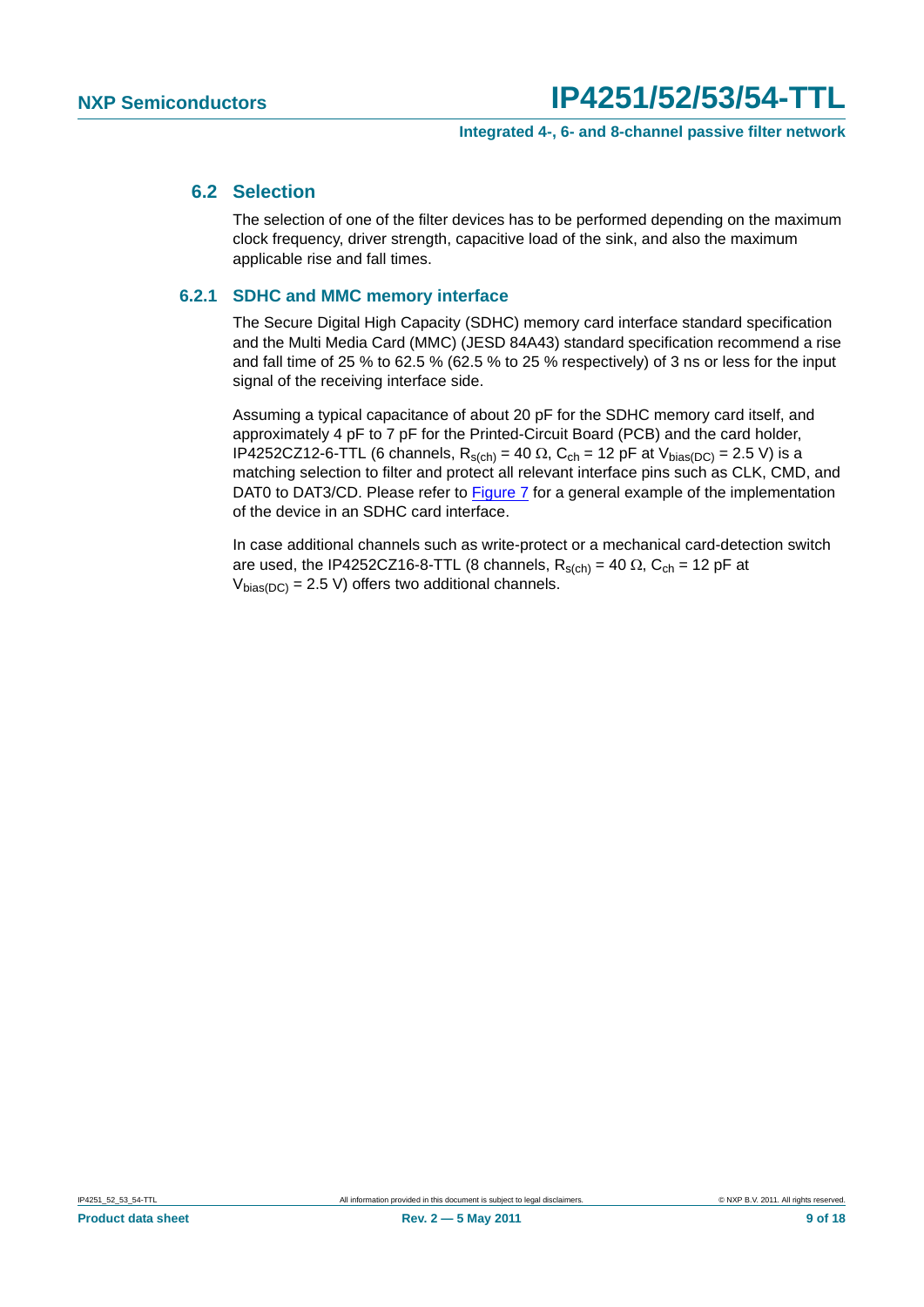## 6.2 Selection

The selection of one of the filter devices has to be performed depending on the maximum clock frequency, driver strength, capacitive load of the sink, and also the maximum applicable rise and fall times.

### 6.2.1 SDHC and MMC memory interface

The Secure Digital High Capacity (SDHC) memory card interface standard specification and the Multi Media Card (MMC) (JESD 84A43) standard specification recommend a rise and fall time of 25 % to 62.5 % (62.5 % to 25 % respectively) of 3 ns or less for the input signal of the receiving interface side.

Assuming a typical capacitance of about 20 pF for the SDHC memory card itself, and approximately 4 pF to 7 pF for the Printed-Circuit Board (PCB) and the card holder, IP4252CZ12-6-TTL (6 channels, $R_{s(ch)}$ = 40 Ω, $C_{ch}$ = 12 pF at $V_{bias(DC)}$ = 2.5 V) is a matching selection to filter and protect all relevant interface pins such as CLK, CMD, and DAT0 to DAT3/CD. Please refer to Figure 7 for a general example of the implementation of the device in an SDHC card interface.

In case additional channels such as write-protect or a mechanical card-detection switch are used, the IP4252CZ16-8-TTL (8 channels, $R_{s(ch)}$ = 40 Ω, $C_{ch}$ = 12 pF at $V_{bias(DC)}$ = 2.5 V) offers two additional channels.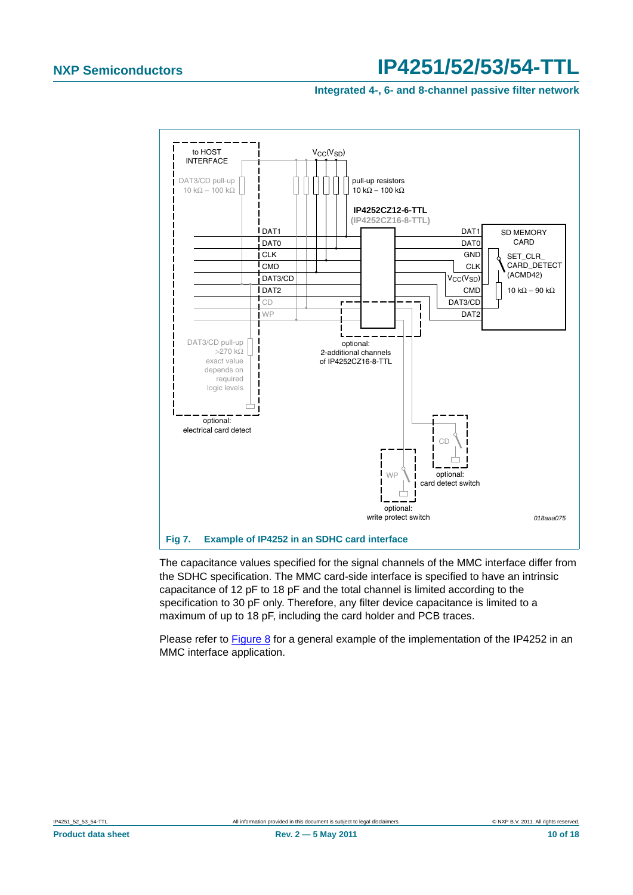**Fig 7. Example of IP4252 in an SDHC card interface**

The capacitance values specified for the signal channels of the MMC interface differ from the SDHC specification. The MMC card-side interface is specified to have an intrinsic capacitance of 12 pF to 18 pF and the total channel is limited according to the specification to 30 pF only. Therefore, any filter device capacitance is limited to a maximum of up to 18 pF, including the card holder and PCB traces.

Please refer to Figure 8 for a general example of the implementation of the IP4252 in an MMC interface application.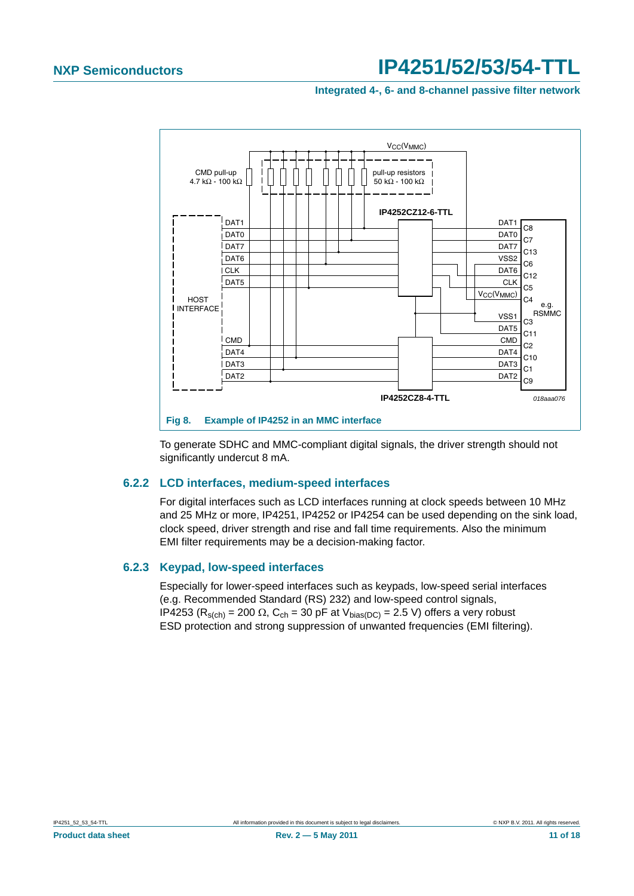Fig 8. Example of IP4252 in an MMC interface

To generate SDHC and MMC-compliant digital signals, the driver strength should not significantly undercut 8 mA.

### 6.2.2 LCD interfaces, medium-speed interfaces

For digital interfaces such as LCD interfaces running at clock speeds between 10 MHz and 25 MHz or more, IP4251, IP4252 or IP4254 can be used depending on the sink load, clock speed, driver strength and rise and fall time requirements. Also the minimum EMI filter requirements may be a decision-making factor.

### 6.2.3 Keypad, low-speed interfaces

Especially for lower-speed interfaces such as keypads, low-speed serial interfaces (e.g. Recommended Standard (RS) 232) and low-speed control signals, IP4253 ($R_{s(ch)}$ = 200 Ω, $C_{ch}$ = 30 pF at $V_{bias(DC)}$ = 2.5 V) offers a very robust ESD protection and strong suppression of unwanted frequencies (EMI filtering).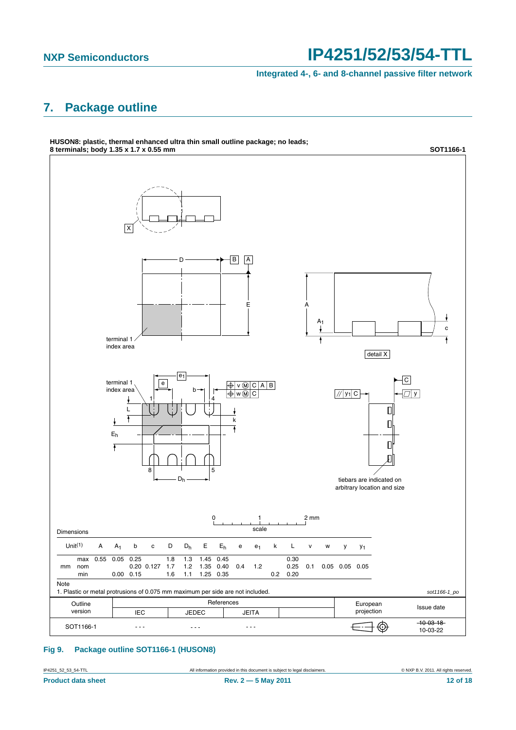## 7. Package outline

**HUSON8: plastic, thermal enhanced ultra thin small outline package; no leads; 8 terminals; body 1.35 x 1.7 x 0.55 mm** **SOT1166-1**

Dimensions

| Unit[1] | | A | $A_1$ | b | c | D | $D_h$ | E | $E_h$ | e | $e_1$ | k | L | v | w | y | $y_1$ |
|---|---|---|---|---|---|---|---|---|---|---|---|---|---|---|---|---|---|
| mm | max | 0.55 | 0.05 | 0.25 | | 1.8 | 1.3 | 1.45 | 0.45 | | | | 0.30 | | | | |
| | nom | | | 0.20 | 0.127 | 1.7 | 1.2 | 1.35 | 0.40 | 0.4 | 1.2 | | 0.25 | 0.1 | 0.05 | 0.05 | 0.05 |
| | min | | 0.00 | 0.15 | | 1.6 | 1.1 | 1.25 | 0.35 | | | 0.2 | 0.20 | | | | |

Note

1. Plastic or metal protrusions of 0.075 mm maximum per side are not included.

*sot1166-1_po*

| Outline version | References | | | | European projection | Issue date |
|---|---|---|---|---|---|---|
| | IEC | JEDEC | JEITA | | | |
| SOT1166-1 | - - - | - - - | - - - | | | ~~10-03-18~~ 10-03-22 |

**Fig 9. Package outline SOT1166-1 (HUSON8)**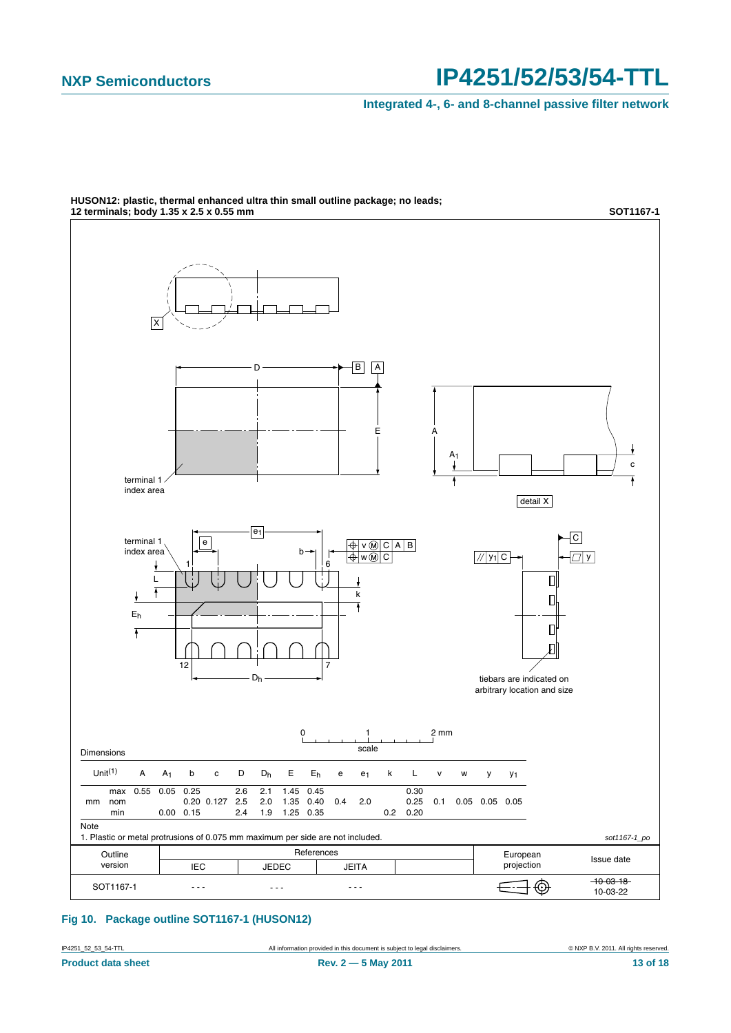**HUSON12: plastic, thermal enhanced ultra thin small outline package; no leads; 12 terminals; body 1.35 x 2.5 x 0.55 mm** **SOT1167-1**

Dimensions

| Unit(1) | | A | $A_1$ | b | c | D | $D_h$ | E | $E_h$ | e | $e_1$ | k | L | v | w | y | $y_1$ |
|---|---|---|---|---|---|---|---|---|---|---|---|---|---|---|---|---|---|
| mm | max | 0.55 | 0.05 | 0.25 | | 2.6 | 2.1 | 1.45 | 0.45 | | | | 0.30 | | | | |
| | nom | | | 0.20 | 0.127 | 2.5 | 2.0 | 1.35 | 0.40 | 0.4 | 2.0 | | 0.25 | 0.1 | 0.05 | 0.05 | 0.05 |
| | min | | 0.00 | 0.15 | | 2.4 | 1.9 | 1.25 | 0.35 | | | 0.2 | 0.20 | | | | |

Note

1. Plastic or metal protrusions of 0.075 mm maximum per side are not included.

*sot1167-1_po*

| Outline version | References | | | | European projection | Issue date |
|---|---|---|---|---|---|---|
| | IEC | JEDEC | JEITA | | | |
| SOT1167-1 | - - - | - - - | - - - | | | ~~10-03-18~~ 10-03-22 |

**Fig 10. Package outline SOT1167-1 (HUSON12)**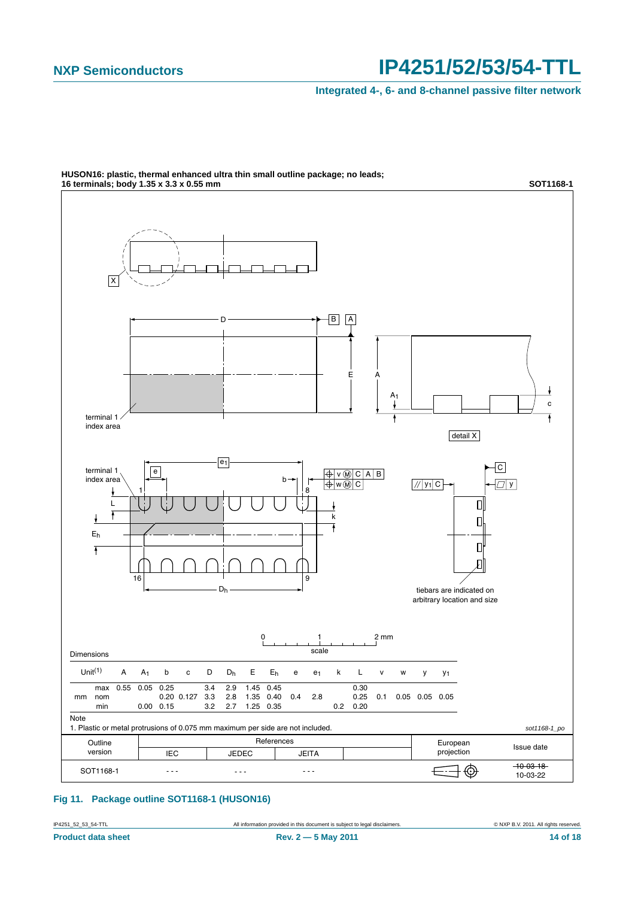**HUSON16: plastic, thermal enhanced ultra thin small outline package; no leads; 16 terminals; body 1.35 x 3.3 x 0.55 mm** **SOT1168-1**

Dimensions

| Unit[1] | | A | $A_1$ | b | c | D | $D_h$ | E | $E_h$ | e | $e_1$ | k | L | v | w | y | $y_1$ |
|---|---|---|---|---|---|---|---|---|---|---|---|---|---|---|---|---|---|
| mm | max | 0.55 | 0.05 | 0.25 | | 3.4 | 2.9 | 1.45 | 0.45 | | | | 0.30 | | | | |
| | nom | | | 0.20 | 0.127 | 3.3 | 2.8 | 1.35 | 0.40 | 0.4 | 2.8 | | 0.25 | 0.1 | 0.05 | 0.05 | 0.05 |
| | min | | 0.00 | 0.15 | | 3.2 | 2.7 | 1.25 | 0.35 | | | 0.2 | 0.20 | | | | |

Note

1. Plastic or metal protrusions of 0.075 mm maximum per side are not included.

*sot1168-1_po*

| Outline version | References IEC | References JEDEC | References JEITA | | European projection | Issue date |
|---|---|---|---|---|---|---|
| SOT1168-1 | - - - | - - - | - - - | | | ~~10-03-18~~ 10-03-22 |

**Fig 11. Package outline SOT1168-1 (HUSON16)**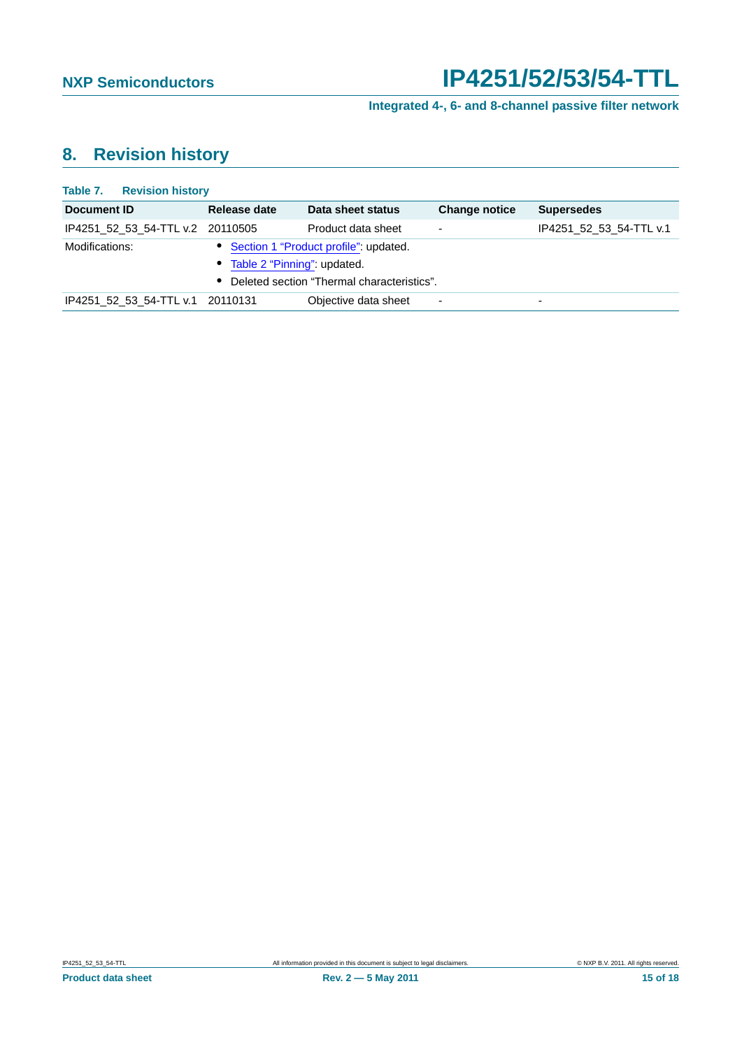## 8. Revision history

**Table 7. Revision history**

| Document ID | Release date | Data sheet status | Change notice | Supersedes |
|---|---|---|---|---|
| IP4251_52_53_54-TTL v.2 | 20110505 | Product data sheet | - | IP4251_52_53_54-TTL v.1 |
| Modifications: | • Section 1 "Product profile": updated.<br>• Table 2 "Pinning": updated.<br>• Deleted section "Thermal characteristics". | | | |
| IP4251_52_53_54-TTL v.1 | 20110131 | Objective data sheet | - | - |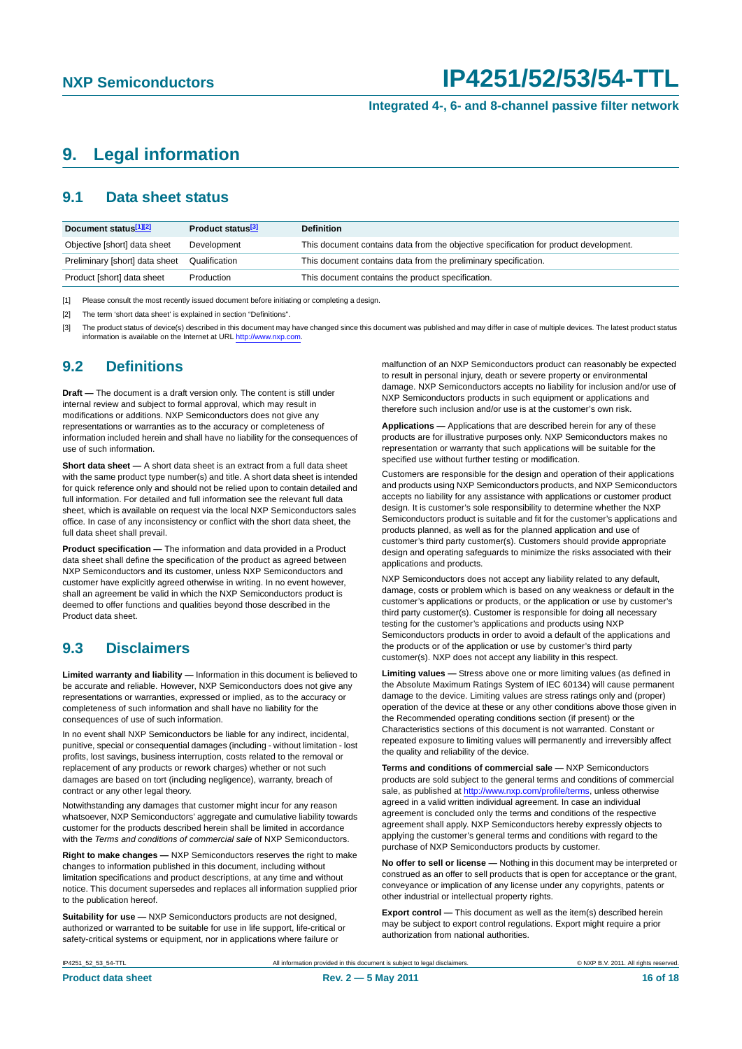# 9. Legal information

## 9.1 Data sheet status

| Document status[1][2] | Product status[3] | Definition |
|---|---|---|
| Objective [short] data sheet | Development | This document contains data from the objective specification for product development. |
| Preliminary [short] data sheet | Qualification | This document contains data from the preliminary specification. |
| Product [short] data sheet | Production | This document contains the product specification. |

[1] Please consult the most recently issued document before initiating or completing a design.

[2] The term 'short data sheet' is explained in section "Definitions".

[3] The product status of device(s) described in this document may have changed since this document was published and may differ in case of multiple devices. The latest product status information is available on the Internet at URL http://www.nxp.com.

## 9.2 Definitions

**Draft —** The document is a draft version only. The content is still under internal review and subject to formal approval, which may result in modifications or additions. NXP Semiconductors does not give any representations or warranties as to the accuracy or completeness of information included herein and shall have no liability for the consequences of use of such information.

**Short data sheet —** A short data sheet is an extract from a full data sheet with the same product type number(s) and title. A short data sheet is intended for quick reference only and should not be relied upon to contain detailed and full information. For detailed and full information see the relevant full data sheet, which is available on request via the local NXP Semiconductors sales office. In case of any inconsistency or conflict with the short data sheet, the full data sheet shall prevail.

**Product specification —** The information and data provided in a Product data sheet shall define the specification of the product as agreed between NXP Semiconductors and its customer, unless NXP Semiconductors and customer have explicitly agreed otherwise in writing. In no event however, shall an agreement be valid in which the NXP Semiconductors product is deemed to offer functions and qualities beyond those described in the Product data sheet.

## 9.3 Disclaimers

**Limited warranty and liability —** Information in this document is believed to be accurate and reliable. However, NXP Semiconductors does not give any representations or warranties, expressed or implied, as to the accuracy or completeness of such information and shall have no liability for the consequences of use of such information.

In no event shall NXP Semiconductors be liable for any indirect, incidental, punitive, special or consequential damages (including - without limitation - lost profits, lost savings, business interruption, costs related to the removal or replacement of any products or rework charges) whether or not such damages are based on tort (including negligence), warranty, breach of contract or any other legal theory.

Notwithstanding any damages that customer might incur for any reason whatsoever, NXP Semiconductors' aggregate and cumulative liability towards customer for the products described herein shall be limited in accordance with the *Terms and conditions of commercial sale* of NXP Semiconductors.

**Right to make changes —** NXP Semiconductors reserves the right to make changes to information published in this document, including without limitation specifications and product descriptions, at any time and without notice. This document supersedes and replaces all information supplied prior to the publication hereof.

**Suitability for use —** NXP Semiconductors products are not designed, authorized or warranted to be suitable for use in life support, life-critical or safety-critical systems or equipment, nor in applications where failure or malfunction of an NXP Semiconductors product can reasonably be expected to result in personal injury, death or severe property or environmental damage. NXP Semiconductors accepts no liability for inclusion and/or use of NXP Semiconductors products in such equipment or applications and therefore such inclusion and/or use is at the customer's own risk.

**Applications —** Applications that are described herein for any of these products are for illustrative purposes only. NXP Semiconductors makes no representation or warranty that such applications will be suitable for the specified use without further testing or modification.

Customers are responsible for the design and operation of their applications and products using NXP Semiconductors products, and NXP Semiconductors accepts no liability for any assistance with applications or customer product design. It is customer's sole responsibility to determine whether the NXP Semiconductors product is suitable and fit for the customer's applications and products planned, as well as for the planned application and use of customer's third party customer(s). Customers should provide appropriate design and operating safeguards to minimize the risks associated with their applications and products.

NXP Semiconductors does not accept any liability related to any default, damage, costs or problem which is based on any weakness or default in the customer's applications or products, or the application or use by customer's third party customer(s). Customer is responsible for doing all necessary testing for the customer's applications and products using NXP Semiconductors products in order to avoid a default of the applications and the products or of the application or use by customer's third party customer(s). NXP does not accept any liability in this respect.

**Limiting values —** Stress above one or more limiting values (as defined in the Absolute Maximum Ratings System of IEC 60134) will cause permanent damage to the device. Limiting values are stress ratings only and (proper) operation of the device at these or any other conditions above those given in the Recommended operating conditions section (if present) or the Characteristics sections of this document is not warranted. Constant or repeated exposure to limiting values will permanently and irreversibly affect the quality and reliability of the device.

**Terms and conditions of commercial sale —** NXP Semiconductors products are sold subject to the general terms and conditions of commercial sale, as published at http://www.nxp.com/profile/terms, unless otherwise agreed in a valid written individual agreement. In case an individual agreement is concluded only the terms and conditions of the respective agreement shall apply. NXP Semiconductors hereby expressly objects to applying the customer's general terms and conditions with regard to the purchase of NXP Semiconductors products by customer.

**No offer to sell or license —** Nothing in this document may be interpreted or construed as an offer to sell products that is open for acceptance or the grant, conveyance or implication of any license under any copyrights, patents or other industrial or intellectual property rights.

**Export control —** This document as well as the item(s) described herein may be subject to export control regulations. Export might require a prior authorization from national authorities.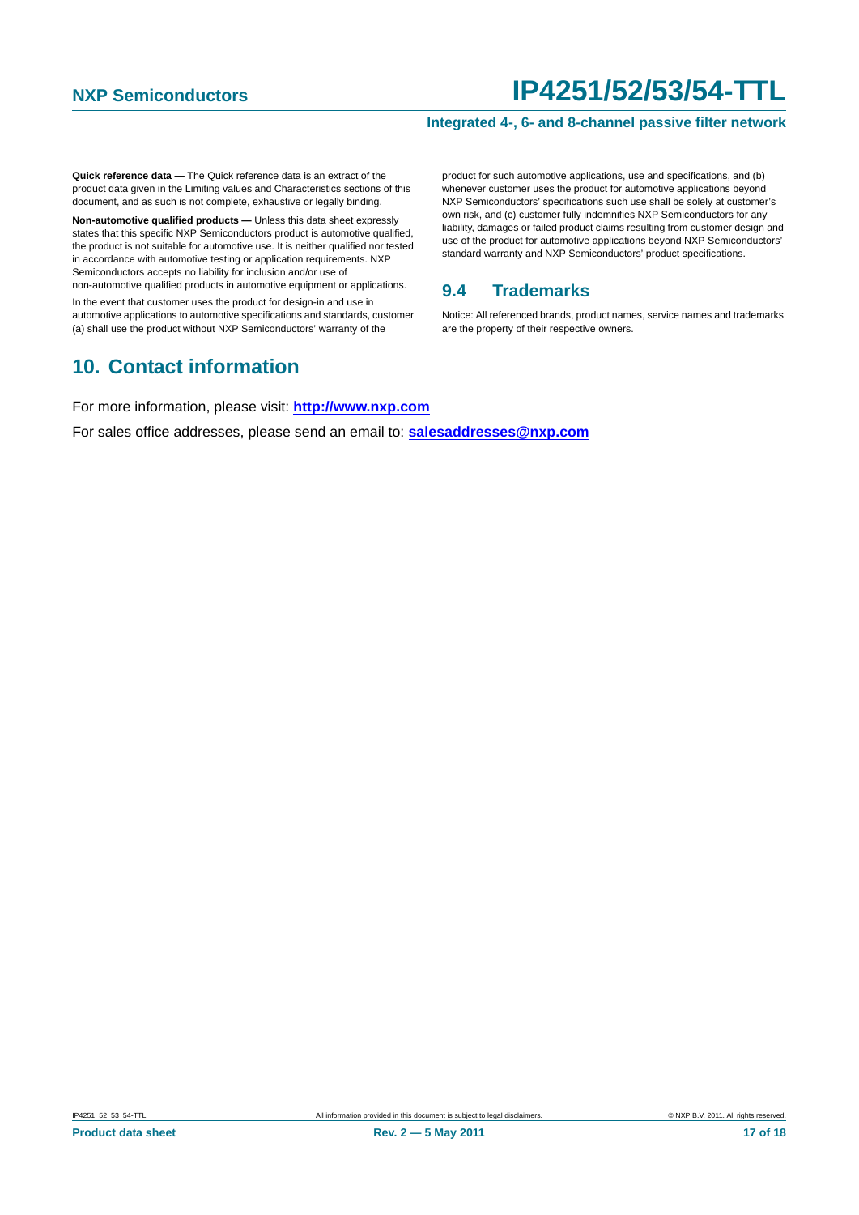**Quick reference data —** The Quick reference data is an extract of the product data given in the Limiting values and Characteristics sections of this document, and as such is not complete, exhaustive or legally binding.

**Non-automotive qualified products —** Unless this data sheet expressly states that this specific NXP Semiconductors product is automotive qualified, the product is not suitable for automotive use. It is neither qualified nor tested in accordance with automotive testing or application requirements. NXP Semiconductors accepts no liability for inclusion and/or use of non-automotive qualified products in automotive equipment or applications.

In the event that customer uses the product for design-in and use in automotive applications to automotive specifications and standards, customer (a) shall use the product without NXP Semiconductors' warranty of the product for such automotive applications, use and specifications, and (b) whenever customer uses the product for automotive applications beyond NXP Semiconductors' specifications such use shall be solely at customer's own risk, and (c) customer fully indemnifies NXP Semiconductors for any liability, damages or failed product claims resulting from customer design and use of the product for automotive applications beyond NXP Semiconductors' standard warranty and NXP Semiconductors' product specifications.

### 9.4 Trademarks

Notice: All referenced brands, product names, service names and trademarks are the property of their respective owners.

## 10. Contact information

For more information, please visit: **http://www.nxp.com**

For sales office addresses, please send an email to: **salesaddresses@nxp.com**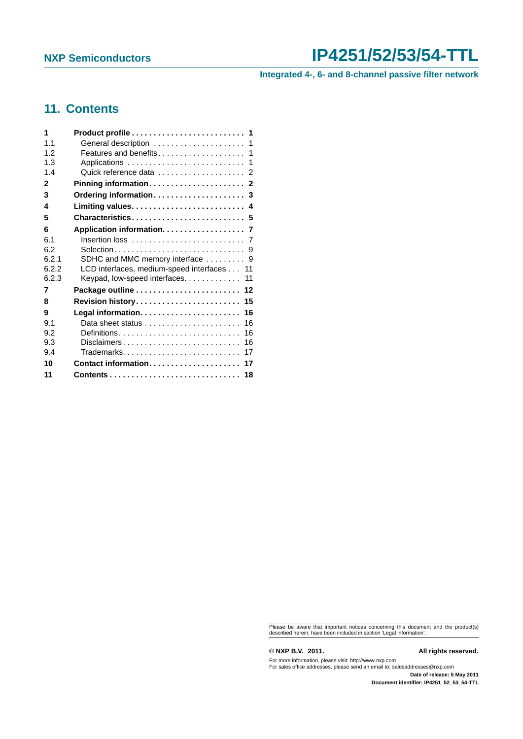## 11. Contents

| | | |
|---|---|---|
| **1** | **Product profile** | **1** |
| 1.1 | General description | 1 |
| 1.2 | Features and benefits | 1 |
| 1.3 | Applications | 1 |
| 1.4 | Quick reference data | 2 |
| **2** | **Pinning information** | **2** |
| **3** | **Ordering information** | **3** |
| **4** | **Limiting values** | **4** |
| **5** | **Characteristics** | **5** |
| **6** | **Application information** | **7** |
| 6.1 | Insertion loss | 7 |
| 6.2 | Selection | 9 |
| 6.2.1 | SDHC and MMC memory interface | 9 |
| 6.2.2 | LCD interfaces, medium-speed interfaces | 11 |
| 6.2.3 | Keypad, low-speed interfaces | 11 |
| **7** | **Package outline** | **12** |
| **8** | **Revision history** | **15** |
| **9** | **Legal information** | **16** |
| 9.1 | Data sheet status | 16 |
| 9.2 | Definitions | 16 |
| 9.3 | Disclaimers | 16 |
| 9.4 | Trademarks | 17 |
| **10** | **Contact information** | **17** |
| **11** | **Contents** | **18** |

Please be aware that important notices concerning this document and the product(s) described herein, have been included in section 'Legal information'.

**© NXP B.V. 2011. All rights reserved.**

For more information, please visit: http://www.nxp.com
For sales office addresses, please send an email to: salesaddresses@nxp.com

**Date of release: 5 May 2011**

**Document identifier: IP4251_52_53_54-TTL**